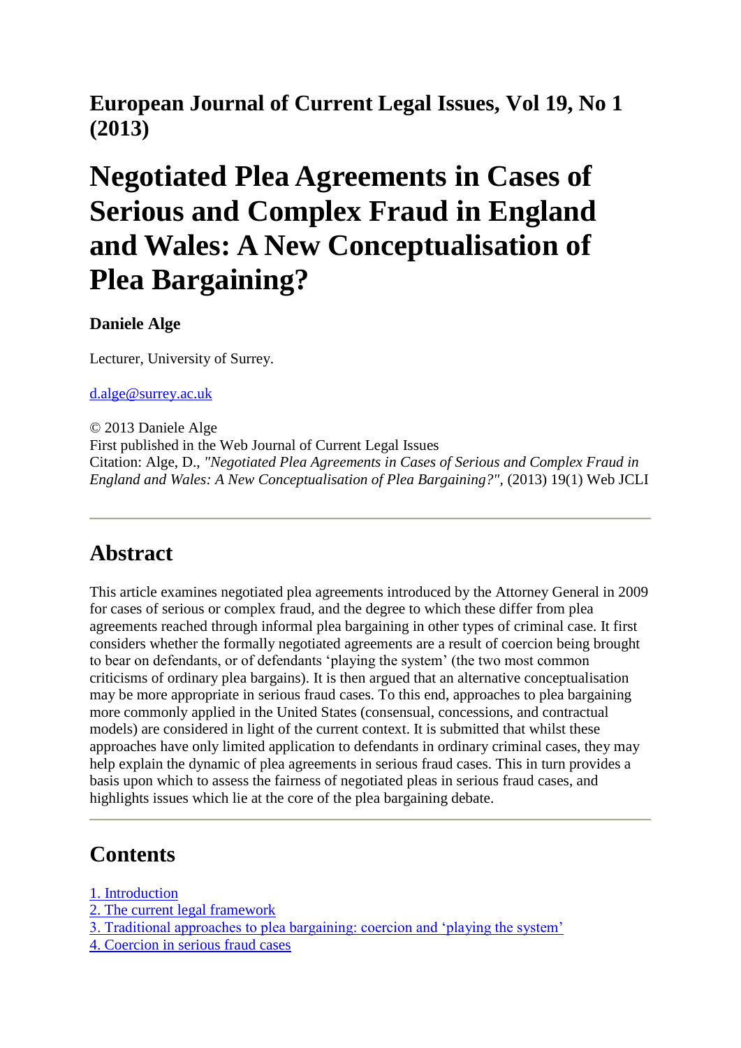**European Journal of Current Legal Issues, Vol 19, No 1 (2013)**

# Negotiated Plea Agreements in Cases of Serious and Complex Fraud in England and Wales: A New Conceptualisation of Plea Bargaining?

**Daniele Alge**

Lecturer, University of Surrey.

d.alge@surrey.ac.uk

© 2013 Daniele Alge
First published in the Web Journal of Current Legal Issues
Citation: Alge, D., *"Negotiated Plea Agreements in Cases of Serious and Complex Fraud in England and Wales: A New Conceptualisation of Plea Bargaining?"*, (2013) 19(1) Web JCLI

---

## Abstract

This article examines negotiated plea agreements introduced by the Attorney General in 2009 for cases of serious or complex fraud, and the degree to which these differ from plea agreements reached through informal plea bargaining in other types of criminal case. It first considers whether the formally negotiated agreements are a result of coercion being brought to bear on defendants, or of defendants 'playing the system' (the two most common criticisms of ordinary plea bargains). It is then argued that an alternative conceptualisation may be more appropriate in serious fraud cases. To this end, approaches to plea bargaining more commonly applied in the United States (consensual, concessions, and contractual models) are considered in light of the current context. It is submitted that whilst these approaches have only limited application to defendants in ordinary criminal cases, they may help explain the dynamic of plea agreements in serious fraud cases. This in turn provides a basis upon which to assess the fairness of negotiated pleas in serious fraud cases, and highlights issues which lie at the core of the plea bargaining debate.

---

## Contents

1. Introduction
2. The current legal framework
3. Traditional approaches to plea bargaining: coercion and 'playing the system'
4. Coercion in serious fraud cases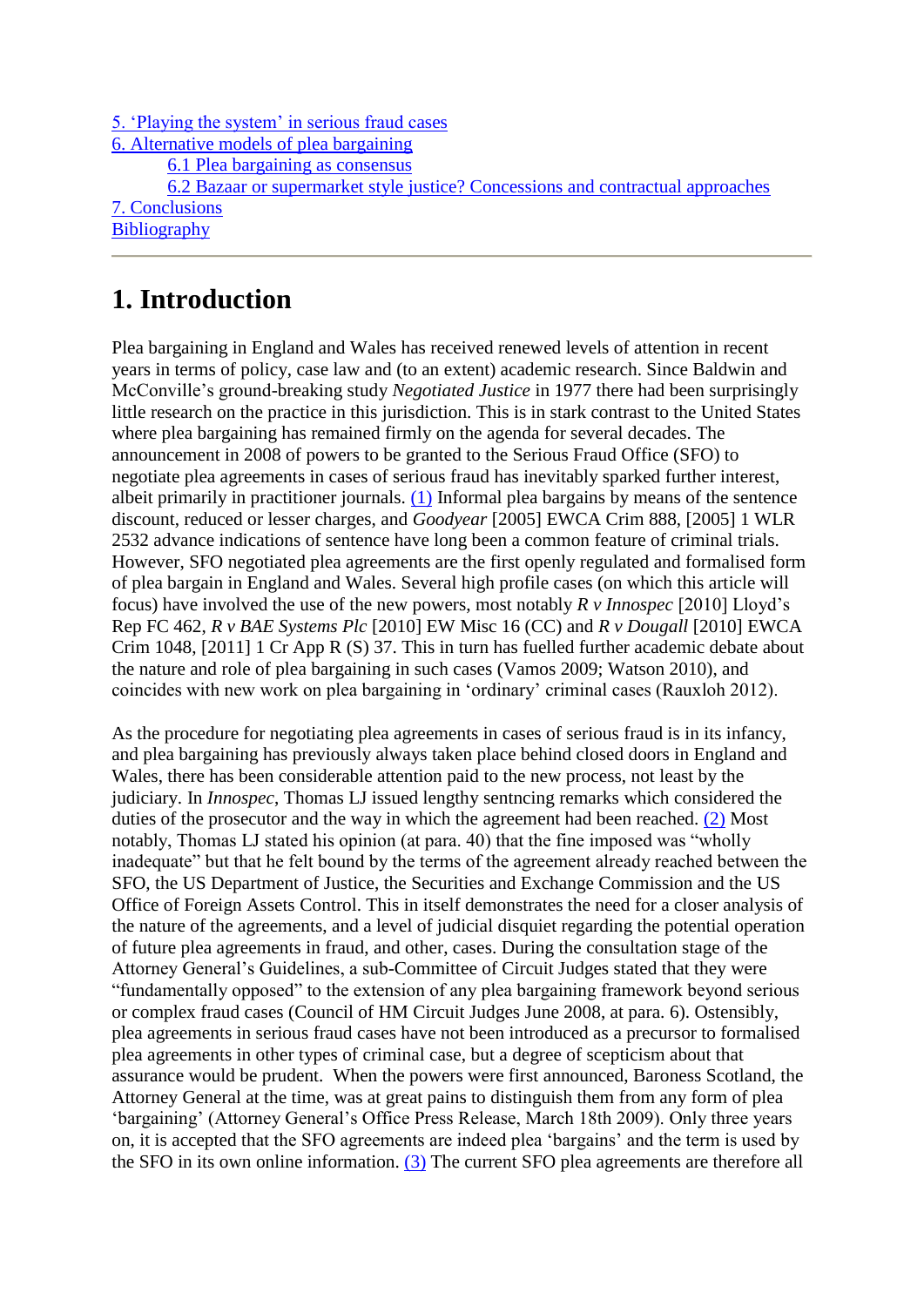[5. 'Playing the system' in serious fraud cases](#)
[6. Alternative models of plea bargaining](#)
[6.1 Plea bargaining as consensus](#)
[6.2 Bazaar or supermarket style justice? Concessions and contractual approaches](#)
[7. Conclusions](#)
[Bibliography](#)

---

# 1. Introduction

Plea bargaining in England and Wales has received renewed levels of attention in recent years in terms of policy, case law and (to an extent) academic research. Since Baldwin and McConville's ground-breaking study *Negotiated Justice* in 1977 there had been surprisingly little research on the practice in this jurisdiction. This is in stark contrast to the United States where plea bargaining has remained firmly on the agenda for several decades. The announcement in 2008 of powers to be granted to the Serious Fraud Office (SFO) to negotiate plea agreements in cases of serious fraud has inevitably sparked further interest, albeit primarily in practitioner journals. [(1)](#) Informal plea bargains by means of the sentence discount, reduced or lesser charges, and *Goodyear* [2005] EWCA Crim 888, [2005] 1 WLR 2532 advance indications of sentence have long been a common feature of criminal trials. However, SFO negotiated plea agreements are the first openly regulated and formalised form of plea bargain in England and Wales. Several high profile cases (on which this article will focus) have involved the use of the new powers, most notably *R v Innospec* [2010] Lloyd's Rep FC 462, *R v BAE Systems Plc* [2010] EW Misc 16 (CC) and *R v Dougall* [2010] EWCA Crim 1048, [2011] 1 Cr App R (S) 37. This in turn has fuelled further academic debate about the nature and role of plea bargaining in such cases (Vamos 2009; Watson 2010), and coincides with new work on plea bargaining in 'ordinary' criminal cases (Rauxloh 2012).

As the procedure for negotiating plea agreements in cases of serious fraud is in its infancy, and plea bargaining has previously always taken place behind closed doors in England and Wales, there has been considerable attention paid to the new process, not least by the judiciary. In *Innospec*, Thomas LJ issued lengthy sentncing remarks which considered the duties of the prosecutor and the way in which the agreement had been reached. [(2)](#) Most notably, Thomas LJ stated his opinion (at para. 40) that the fine imposed was "wholly inadequate" but that he felt bound by the terms of the agreement already reached between the SFO, the US Department of Justice, the Securities and Exchange Commission and the US Office of Foreign Assets Control. This in itself demonstrates the need for a closer analysis of the nature of the agreements, and a level of judicial disquiet regarding the potential operation of future plea agreements in fraud, and other, cases. During the consultation stage of the Attorney General's Guidelines, a sub-Committee of Circuit Judges stated that they were "fundamentally opposed" to the extension of any plea bargaining framework beyond serious or complex fraud cases (Council of HM Circuit Judges June 2008, at para. 6). Ostensibly, plea agreements in serious fraud cases have not been introduced as a precursor to formalised plea agreements in other types of criminal case, but a degree of scepticism about that assurance would be prudent. When the powers were first announced, Baroness Scotland, the Attorney General at the time, was at great pains to distinguish them from any form of plea 'bargaining' (Attorney General's Office Press Release, March 18th 2009). Only three years on, it is accepted that the SFO agreements are indeed plea 'bargains' and the term is used by the SFO in its own online information. [(3)](#) The current SFO plea agreements are therefore all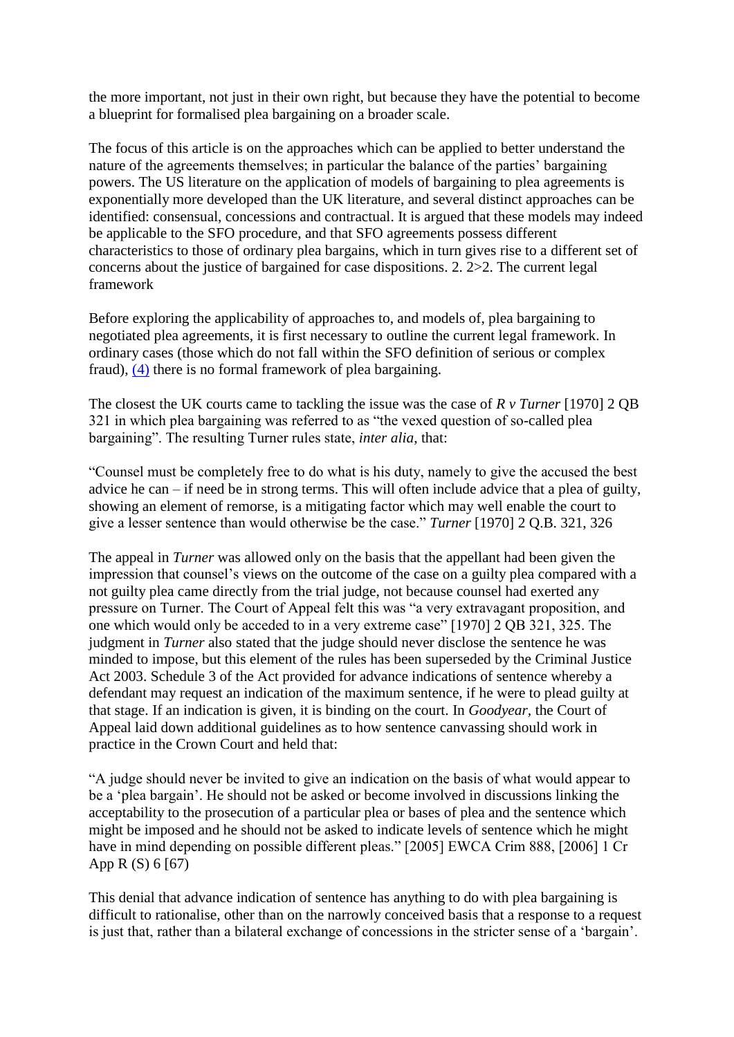the more important, not just in their own right, but because they have the potential to become a blueprint for formalised plea bargaining on a broader scale.

The focus of this article is on the approaches which can be applied to better understand the nature of the agreements themselves; in particular the balance of the parties' bargaining powers. The US literature on the application of models of bargaining to plea agreements is exponentially more developed than the UK literature, and several distinct approaches can be identified: consensual, concessions and contractual. It is argued that these models may indeed be applicable to the SFO procedure, and that SFO agreements possess different characteristics to those of ordinary plea bargains, which in turn gives rise to a different set of concerns about the justice of bargained for case dispositions. 2. 2>2. The current legal framework

Before exploring the applicability of approaches to, and models of, plea bargaining to negotiated plea agreements, it is first necessary to outline the current legal framework. In ordinary cases (those which do not fall within the SFO definition of serious or complex fraud), (4) there is no formal framework of plea bargaining.

The closest the UK courts came to tackling the issue was the case of *R v Turner* [1970] 2 QB 321 in which plea bargaining was referred to as "the vexed question of so-called plea bargaining". The resulting Turner rules state, *inter alia*, that:

"Counsel must be completely free to do what is his duty, namely to give the accused the best advice he can – if need be in strong terms. This will often include advice that a plea of guilty, showing an element of remorse, is a mitigating factor which may well enable the court to give a lesser sentence than would otherwise be the case." *Turner* [1970] 2 Q.B. 321, 326

The appeal in *Turner* was allowed only on the basis that the appellant had been given the impression that counsel's views on the outcome of the case on a guilty plea compared with a not guilty plea came directly from the trial judge, not because counsel had exerted any pressure on Turner. The Court of Appeal felt this was "a very extravagant proposition, and one which would only be acceded to in a very extreme case" [1970] 2 QB 321, 325. The judgment in *Turner* also stated that the judge should never disclose the sentence he was minded to impose, but this element of the rules has been superseded by the Criminal Justice Act 2003. Schedule 3 of the Act provided for advance indications of sentence whereby a defendant may request an indication of the maximum sentence, if he were to plead guilty at that stage. If an indication is given, it is binding on the court. In *Goodyear*, the Court of Appeal laid down additional guidelines as to how sentence canvassing should work in practice in the Crown Court and held that:

"A judge should never be invited to give an indication on the basis of what would appear to be a 'plea bargain'. He should not be asked or become involved in discussions linking the acceptability to the prosecution of a particular plea or bases of plea and the sentence which might be imposed and he should not be asked to indicate levels of sentence which he might have in mind depending on possible different pleas." [2005] EWCA Crim 888, [2006] 1 Cr App R (S) 6 [67]

This denial that advance indication of sentence has anything to do with plea bargaining is difficult to rationalise, other than on the narrowly conceived basis that a response to a request is just that, rather than a bilateral exchange of concessions in the stricter sense of a 'bargain'.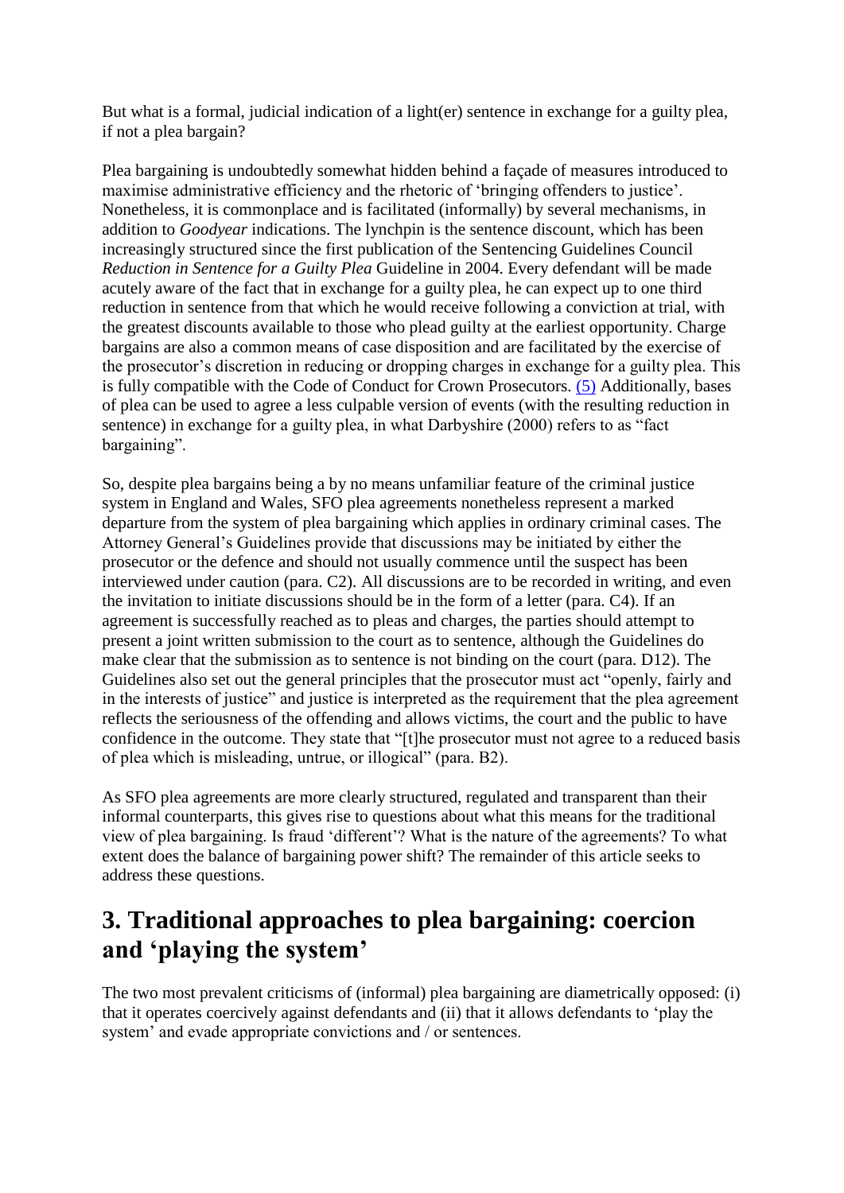But what is a formal, judicial indication of a light(er) sentence in exchange for a guilty plea, if not a plea bargain?

Plea bargaining is undoubtedly somewhat hidden behind a façade of measures introduced to maximise administrative efficiency and the rhetoric of 'bringing offenders to justice'. Nonetheless, it is commonplace and is facilitated (informally) by several mechanisms, in addition to *Goodyear* indications. The lynchpin is the sentence discount, which has been increasingly structured since the first publication of the Sentencing Guidelines Council *Reduction in Sentence for a Guilty Plea* Guideline in 2004. Every defendant will be made acutely aware of the fact that in exchange for a guilty plea, he can expect up to one third reduction in sentence from that which he would receive following a conviction at trial, with the greatest discounts available to those who plead guilty at the earliest opportunity. Charge bargains are also a common means of case disposition and are facilitated by the exercise of the prosecutor's discretion in reducing or dropping charges in exchange for a guilty plea. This is fully compatible with the Code of Conduct for Crown Prosecutors. (5) Additionally, bases of plea can be used to agree a less culpable version of events (with the resulting reduction in sentence) in exchange for a guilty plea, in what Darbyshire (2000) refers to as "fact bargaining".

So, despite plea bargains being a by no means unfamiliar feature of the criminal justice system in England and Wales, SFO plea agreements nonetheless represent a marked departure from the system of plea bargaining which applies in ordinary criminal cases. The Attorney General's Guidelines provide that discussions may be initiated by either the prosecutor or the defence and should not usually commence until the suspect has been interviewed under caution (para. C2). All discussions are to be recorded in writing, and even the invitation to initiate discussions should be in the form of a letter (para. C4). If an agreement is successfully reached as to pleas and charges, the parties should attempt to present a joint written submission to the court as to sentence, although the Guidelines do make clear that the submission as to sentence is not binding on the court (para. D12). The Guidelines also set out the general principles that the prosecutor must act "openly, fairly and in the interests of justice" and justice is interpreted as the requirement that the plea agreement reflects the seriousness of the offending and allows victims, the court and the public to have confidence in the outcome. They state that "[t]he prosecutor must not agree to a reduced basis of plea which is misleading, untrue, or illogical" (para. B2).

As SFO plea agreements are more clearly structured, regulated and transparent than their informal counterparts, this gives rise to questions about what this means for the traditional view of plea bargaining. Is fraud 'different'? What is the nature of the agreements? To what extent does the balance of bargaining power shift? The remainder of this article seeks to address these questions.

## 3. Traditional approaches to plea bargaining: coercion and 'playing the system'

The two most prevalent criticisms of (informal) plea bargaining are diametrically opposed: (i) that it operates coercively against defendants and (ii) that it allows defendants to 'play the system' and evade appropriate convictions and / or sentences.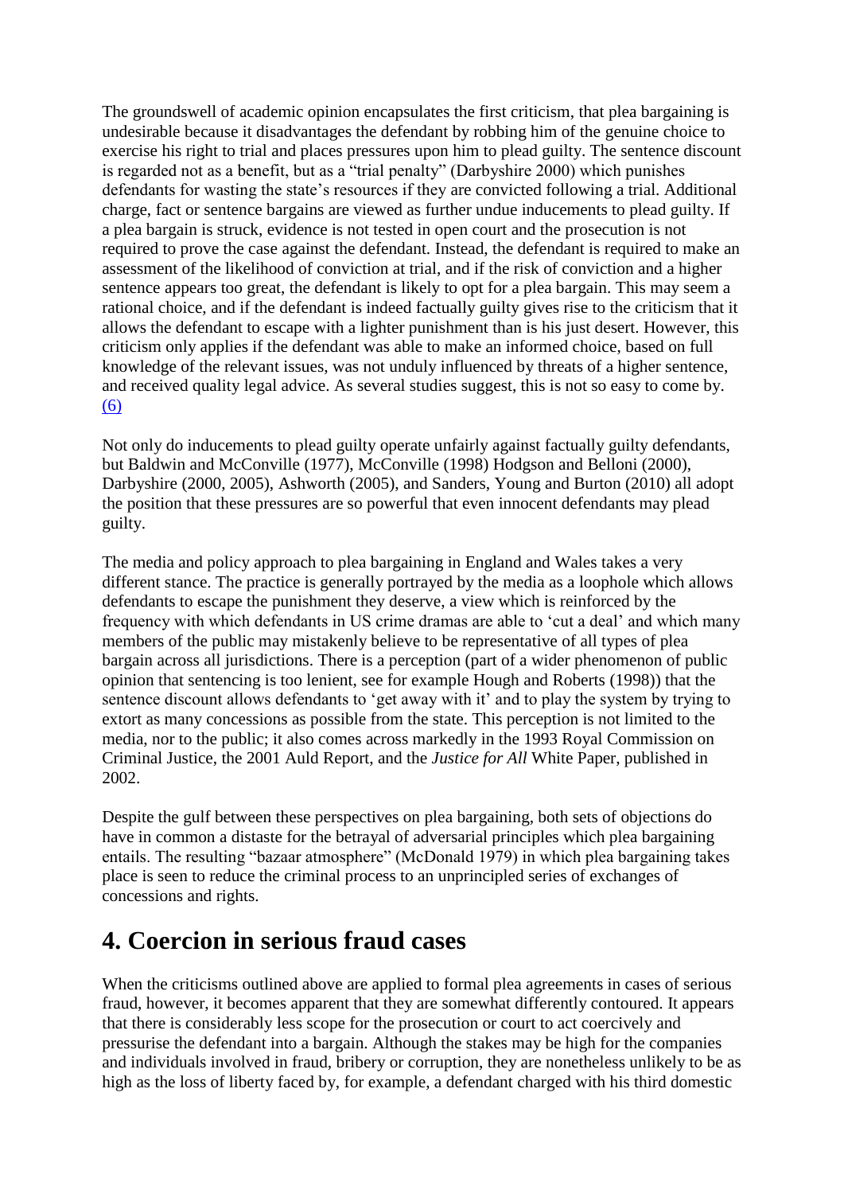The groundswell of academic opinion encapsulates the first criticism, that plea bargaining is undesirable because it disadvantages the defendant by robbing him of the genuine choice to exercise his right to trial and places pressures upon him to plead guilty. The sentence discount is regarded not as a benefit, but as a "trial penalty" (Darbyshire 2000) which punishes defendants for wasting the state's resources if they are convicted following a trial. Additional charge, fact or sentence bargains are viewed as further undue inducements to plead guilty. If a plea bargain is struck, evidence is not tested in open court and the prosecution is not required to prove the case against the defendant. Instead, the defendant is required to make an assessment of the likelihood of conviction at trial, and if the risk of conviction and a higher sentence appears too great, the defendant is likely to opt for a plea bargain. This may seem a rational choice, and if the defendant is indeed factually guilty gives rise to the criticism that it allows the defendant to escape with a lighter punishment than is his just desert. However, this criticism only applies if the defendant was able to make an informed choice, based on full knowledge of the relevant issues, was not unduly influenced by threats of a higher sentence, and received quality legal advice. As several studies suggest, this is not so easy to come by. (6)

Not only do inducements to plead guilty operate unfairly against factually guilty defendants, but Baldwin and McConville (1977), McConville (1998) Hodgson and Belloni (2000), Darbyshire (2000, 2005), Ashworth (2005), and Sanders, Young and Burton (2010) all adopt the position that these pressures are so powerful that even innocent defendants may plead guilty.

The media and policy approach to plea bargaining in England and Wales takes a very different stance. The practice is generally portrayed by the media as a loophole which allows defendants to escape the punishment they deserve, a view which is reinforced by the frequency with which defendants in US crime dramas are able to 'cut a deal' and which many members of the public may mistakenly believe to be representative of all types of plea bargain across all jurisdictions. There is a perception (part of a wider phenomenon of public opinion that sentencing is too lenient, see for example Hough and Roberts (1998)) that the sentence discount allows defendants to 'get away with it' and to play the system by trying to extort as many concessions as possible from the state. This perception is not limited to the media, nor to the public; it also comes across markedly in the 1993 Royal Commission on Criminal Justice, the 2001 Auld Report, and the *Justice for All* White Paper, published in 2002.

Despite the gulf between these perspectives on plea bargaining, both sets of objections do have in common a distaste for the betrayal of adversarial principles which plea bargaining entails. The resulting "bazaar atmosphere" (McDonald 1979) in which plea bargaining takes place is seen to reduce the criminal process to an unprincipled series of exchanges of concessions and rights.

## 4. Coercion in serious fraud cases

When the criticisms outlined above are applied to formal plea agreements in cases of serious fraud, however, it becomes apparent that they are somewhat differently contoured. It appears that there is considerably less scope for the prosecution or court to act coercively and pressurise the defendant into a bargain. Although the stakes may be high for the companies and individuals involved in fraud, bribery or corruption, they are nonetheless unlikely to be as high as the loss of liberty faced by, for example, a defendant charged with his third domestic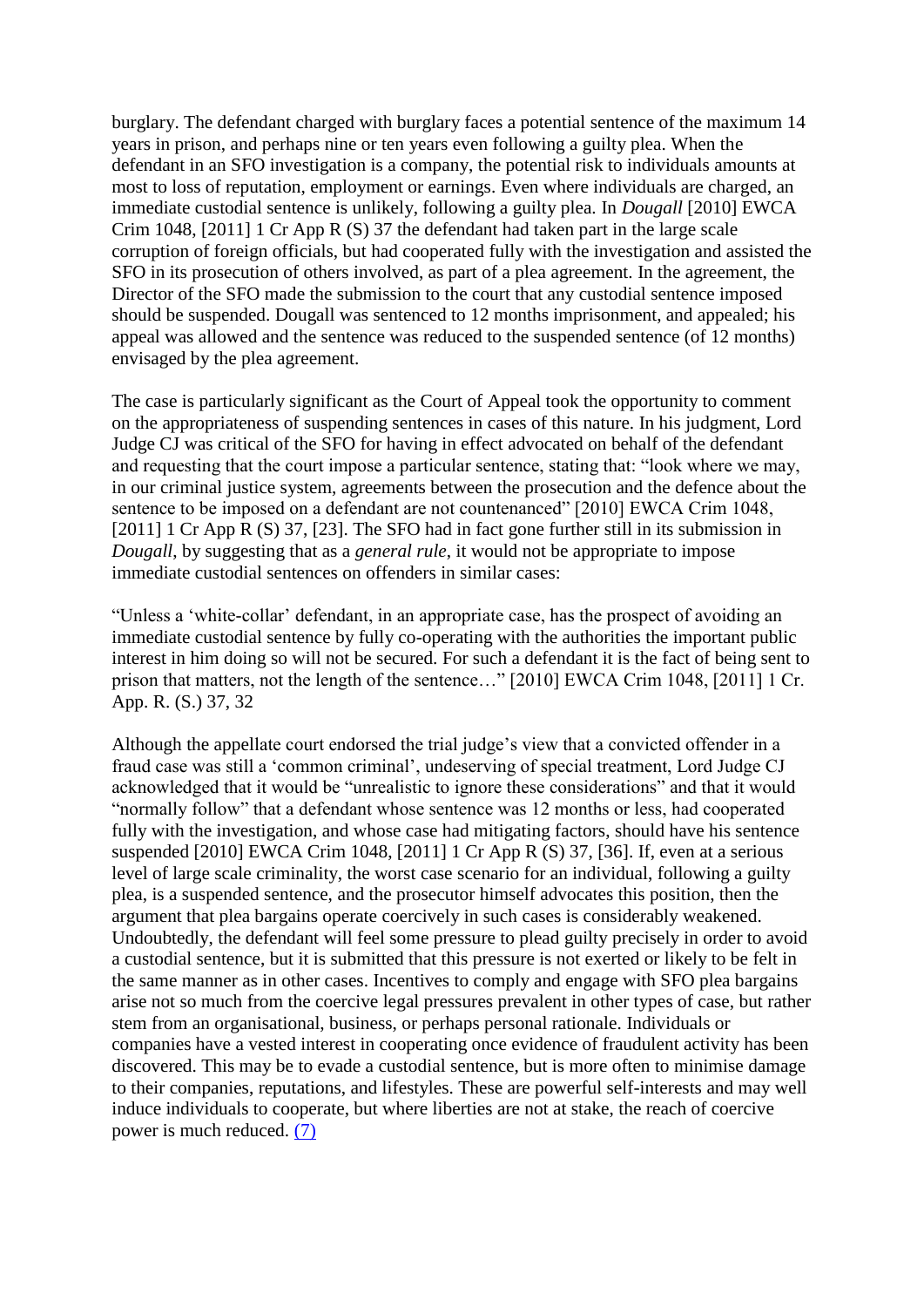burglary. The defendant charged with burglary faces a potential sentence of the maximum 14 years in prison, and perhaps nine or ten years even following a guilty plea. When the defendant in an SFO investigation is a company, the potential risk to individuals amounts at most to loss of reputation, employment or earnings. Even where individuals are charged, an immediate custodial sentence is unlikely, following a guilty plea. In *Dougall* [2010] EWCA Crim 1048, [2011] 1 Cr App R (S) 37 the defendant had taken part in the large scale corruption of foreign officials, but had cooperated fully with the investigation and assisted the SFO in its prosecution of others involved, as part of a plea agreement. In the agreement, the Director of the SFO made the submission to the court that any custodial sentence imposed should be suspended. Dougall was sentenced to 12 months imprisonment, and appealed; his appeal was allowed and the sentence was reduced to the suspended sentence (of 12 months) envisaged by the plea agreement.

The case is particularly significant as the Court of Appeal took the opportunity to comment on the appropriateness of suspending sentences in cases of this nature. In his judgment, Lord Judge CJ was critical of the SFO for having in effect advocated on behalf of the defendant and requesting that the court impose a particular sentence, stating that: "look where we may, in our criminal justice system, agreements between the prosecution and the defence about the sentence to be imposed on a defendant are not countenanced" [2010] EWCA Crim 1048, [2011] 1 Cr App R (S) 37, [23]. The SFO had in fact gone further still in its submission in *Dougall*, by suggesting that as a *general rule*, it would not be appropriate to impose immediate custodial sentences on offenders in similar cases:

"Unless a 'white-collar' defendant, in an appropriate case, has the prospect of avoiding an immediate custodial sentence by fully co-operating with the authorities the important public interest in him doing so will not be secured. For such a defendant it is the fact of being sent to prison that matters, not the length of the sentence…" [2010] EWCA Crim 1048, [2011] 1 Cr. App. R. (S.) 37, 32

Although the appellate court endorsed the trial judge's view that a convicted offender in a fraud case was still a 'common criminal', undeserving of special treatment, Lord Judge CJ acknowledged that it would be "unrealistic to ignore these considerations" and that it would "normally follow" that a defendant whose sentence was 12 months or less, had cooperated fully with the investigation, and whose case had mitigating factors, should have his sentence suspended [2010] EWCA Crim 1048, [2011] 1 Cr App R (S) 37, [36]. If, even at a serious level of large scale criminality, the worst case scenario for an individual, following a guilty plea, is a suspended sentence, and the prosecutor himself advocates this position, then the argument that plea bargains operate coercively in such cases is considerably weakened. Undoubtedly, the defendant will feel some pressure to plead guilty precisely in order to avoid a custodial sentence, but it is submitted that this pressure is not exerted or likely to be felt in the same manner as in other cases. Incentives to comply and engage with SFO plea bargains arise not so much from the coercive legal pressures prevalent in other types of case, but rather stem from an organisational, business, or perhaps personal rationale. Individuals or companies have a vested interest in cooperating once evidence of fraudulent activity has been discovered. This may be to evade a custodial sentence, but is more often to minimise damage to their companies, reputations, and lifestyles. These are powerful self-interests and may well induce individuals to cooperate, but where liberties are not at stake, the reach of coercive power is much reduced. (7)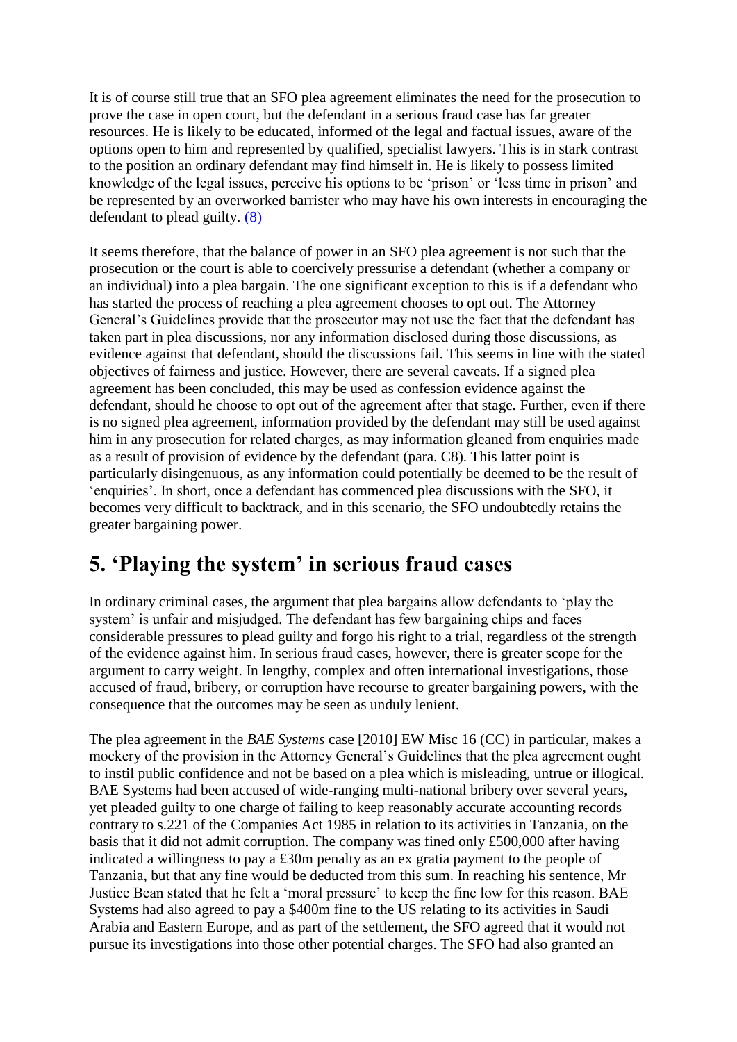It is of course still true that an SFO plea agreement eliminates the need for the prosecution to prove the case in open court, but the defendant in a serious fraud case has far greater resources. He is likely to be educated, informed of the legal and factual issues, aware of the options open to him and represented by qualified, specialist lawyers. This is in stark contrast to the position an ordinary defendant may find himself in. He is likely to possess limited knowledge of the legal issues, perceive his options to be 'prison' or 'less time in prison' and be represented by an overworked barrister who may have his own interests in encouraging the defendant to plead guilty. (8)

It seems therefore, that the balance of power in an SFO plea agreement is not such that the prosecution or the court is able to coercively pressurise a defendant (whether a company or an individual) into a plea bargain. The one significant exception to this is if a defendant who has started the process of reaching a plea agreement chooses to opt out. The Attorney General's Guidelines provide that the prosecutor may not use the fact that the defendant has taken part in plea discussions, nor any information disclosed during those discussions, as evidence against that defendant, should the discussions fail. This seems in line with the stated objectives of fairness and justice. However, there are several caveats. If a signed plea agreement has been concluded, this may be used as confession evidence against the defendant, should he choose to opt out of the agreement after that stage. Further, even if there is no signed plea agreement, information provided by the defendant may still be used against him in any prosecution for related charges, as may information gleaned from enquiries made as a result of provision of evidence by the defendant (para. C8). This latter point is particularly disingenuous, as any information could potentially be deemed to be the result of 'enquiries'. In short, once a defendant has commenced plea discussions with the SFO, it becomes very difficult to backtrack, and in this scenario, the SFO undoubtedly retains the greater bargaining power.

## 5. 'Playing the system' in serious fraud cases

In ordinary criminal cases, the argument that plea bargains allow defendants to 'play the system' is unfair and misjudged. The defendant has few bargaining chips and faces considerable pressures to plead guilty and forgo his right to a trial, regardless of the strength of the evidence against him. In serious fraud cases, however, there is greater scope for the argument to carry weight. In lengthy, complex and often international investigations, those accused of fraud, bribery, or corruption have recourse to greater bargaining powers, with the consequence that the outcomes may be seen as unduly lenient.

The plea agreement in the *BAE Systems* case [2010] EW Misc 16 (CC) in particular, makes a mockery of the provision in the Attorney General's Guidelines that the plea agreement ought to instil public confidence and not be based on a plea which is misleading, untrue or illogical. BAE Systems had been accused of wide-ranging multi-national bribery over several years, yet pleaded guilty to one charge of failing to keep reasonably accurate accounting records contrary to s.221 of the Companies Act 1985 in relation to its activities in Tanzania, on the basis that it did not admit corruption. The company was fined only £500,000 after having indicated a willingness to pay a £30m penalty as an ex gratia payment to the people of Tanzania, but that any fine would be deducted from this sum. In reaching his sentence, Mr Justice Bean stated that he felt a 'moral pressure' to keep the fine low for this reason. BAE Systems had also agreed to pay a $400m fine to the US relating to its activities in Saudi Arabia and Eastern Europe, and as part of the settlement, the SFO agreed that it would not pursue its investigations into those other potential charges. The SFO had also granted an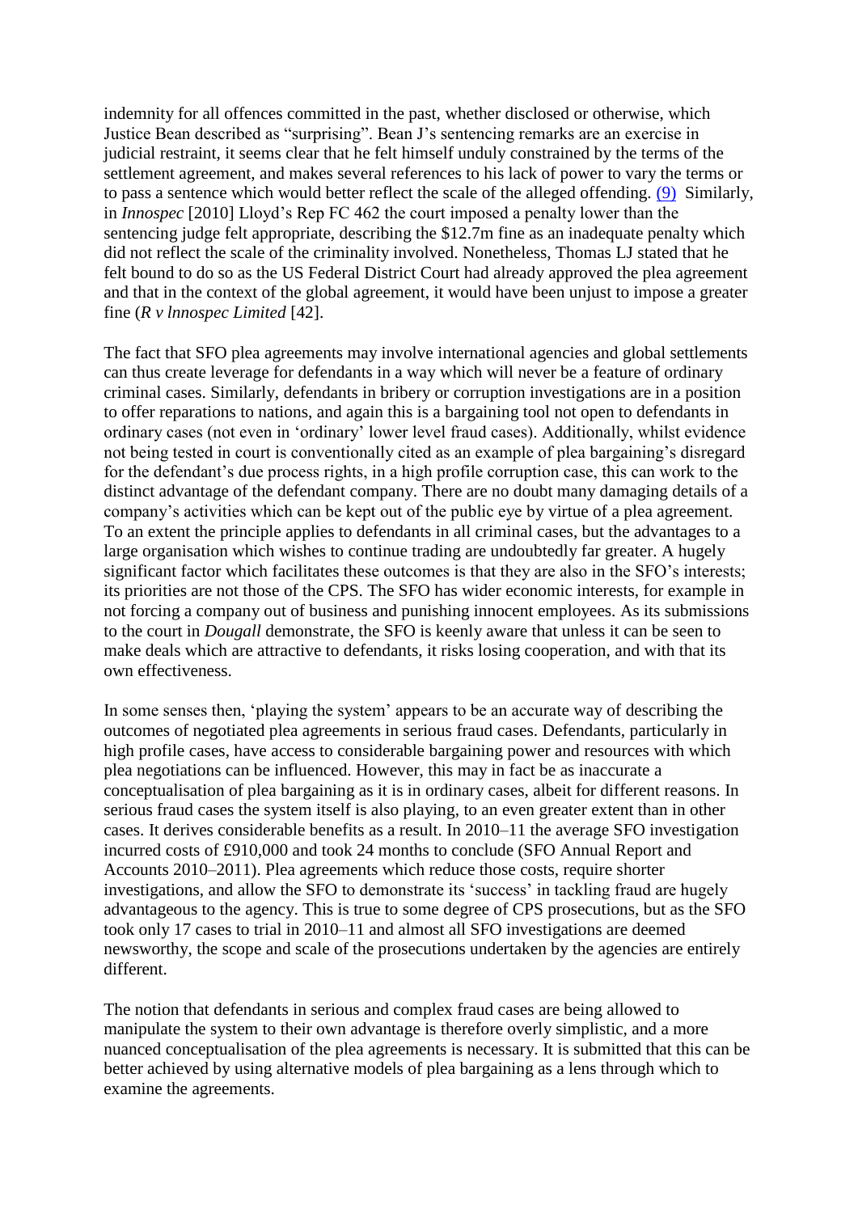indemnity for all offences committed in the past, whether disclosed or otherwise, which Justice Bean described as "surprising". Bean J's sentencing remarks are an exercise in judicial restraint, it seems clear that he felt himself unduly constrained by the terms of the settlement agreement, and makes several references to his lack of power to vary the terms or to pass a sentence which would better reflect the scale of the alleged offending. (9) Similarly, in *Innospec* [2010] Lloyd's Rep FC 462 the court imposed a penalty lower than the sentencing judge felt appropriate, describing the $12.7m fine as an inadequate penalty which did not reflect the scale of the criminality involved. Nonetheless, Thomas LJ stated that he felt bound to do so as the US Federal District Court had already approved the plea agreement and that in the context of the global agreement, it would have been unjust to impose a greater fine (*R v lnnospec Limited* [42].

The fact that SFO plea agreements may involve international agencies and global settlements can thus create leverage for defendants in a way which will never be a feature of ordinary criminal cases. Similarly, defendants in bribery or corruption investigations are in a position to offer reparations to nations, and again this is a bargaining tool not open to defendants in ordinary cases (not even in 'ordinary' lower level fraud cases). Additionally, whilst evidence not being tested in court is conventionally cited as an example of plea bargaining's disregard for the defendant's due process rights, in a high profile corruption case, this can work to the distinct advantage of the defendant company. There are no doubt many damaging details of a company's activities which can be kept out of the public eye by virtue of a plea agreement. To an extent the principle applies to defendants in all criminal cases, but the advantages to a large organisation which wishes to continue trading are undoubtedly far greater. A hugely significant factor which facilitates these outcomes is that they are also in the SFO's interests; its priorities are not those of the CPS. The SFO has wider economic interests, for example in not forcing a company out of business and punishing innocent employees. As its submissions to the court in *Dougall* demonstrate, the SFO is keenly aware that unless it can be seen to make deals which are attractive to defendants, it risks losing cooperation, and with that its own effectiveness.

In some senses then, 'playing the system' appears to be an accurate way of describing the outcomes of negotiated plea agreements in serious fraud cases. Defendants, particularly in high profile cases, have access to considerable bargaining power and resources with which plea negotiations can be influenced. However, this may in fact be as inaccurate a conceptualisation of plea bargaining as it is in ordinary cases, albeit for different reasons. In serious fraud cases the system itself is also playing, to an even greater extent than in other cases. It derives considerable benefits as a result. In 2010–11 the average SFO investigation incurred costs of £910,000 and took 24 months to conclude (SFO Annual Report and Accounts 2010–2011). Plea agreements which reduce those costs, require shorter investigations, and allow the SFO to demonstrate its 'success' in tackling fraud are hugely advantageous to the agency. This is true to some degree of CPS prosecutions, but as the SFO took only 17 cases to trial in 2010–11 and almost all SFO investigations are deemed newsworthy, the scope and scale of the prosecutions undertaken by the agencies are entirely different.

The notion that defendants in serious and complex fraud cases are being allowed to manipulate the system to their own advantage is therefore overly simplistic, and a more nuanced conceptualisation of the plea agreements is necessary. It is submitted that this can be better achieved by using alternative models of plea bargaining as a lens through which to examine the agreements.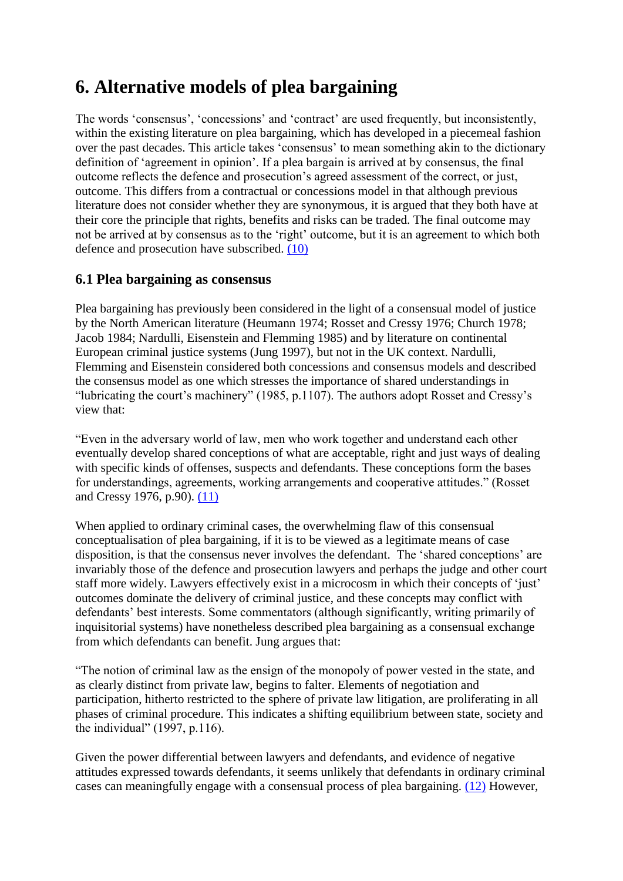# 6. Alternative models of plea bargaining

The words 'consensus', 'concessions' and 'contract' are used frequently, but inconsistently, within the existing literature on plea bargaining, which has developed in a piecemeal fashion over the past decades. This article takes 'consensus' to mean something akin to the dictionary definition of 'agreement in opinion'. If a plea bargain is arrived at by consensus, the final outcome reflects the defence and prosecution's agreed assessment of the correct, or just, outcome. This differs from a contractual or concessions model in that although previous literature does not consider whether they are synonymous, it is argued that they both have at their core the principle that rights, benefits and risks can be traded. The final outcome may not be arrived at by consensus as to the 'right' outcome, but it is an agreement to which both defence and prosecution have subscribed. (10)

## 6.1 Plea bargaining as consensus

Plea bargaining has previously been considered in the light of a consensual model of justice by the North American literature (Heumann 1974; Rosset and Cressy 1976; Church 1978; Jacob 1984; Nardulli, Eisenstein and Flemming 1985) and by literature on continental European criminal justice systems (Jung 1997), but not in the UK context. Nardulli, Flemming and Eisenstein considered both concessions and consensus models and described the consensus model as one which stresses the importance of shared understandings in "lubricating the court's machinery" (1985, p.1107). The authors adopt Rosset and Cressy's view that:

"Even in the adversary world of law, men who work together and understand each other eventually develop shared conceptions of what are acceptable, right and just ways of dealing with specific kinds of offenses, suspects and defendants. These conceptions form the bases for understandings, agreements, working arrangements and cooperative attitudes." (Rosset and Cressy 1976, p.90). (11)

When applied to ordinary criminal cases, the overwhelming flaw of this consensual conceptualisation of plea bargaining, if it is to be viewed as a legitimate means of case disposition, is that the consensus never involves the defendant. The 'shared conceptions' are invariably those of the defence and prosecution lawyers and perhaps the judge and other court staff more widely. Lawyers effectively exist in a microcosm in which their concepts of 'just' outcomes dominate the delivery of criminal justice, and these concepts may conflict with defendants' best interests. Some commentators (although significantly, writing primarily of inquisitorial systems) have nonetheless described plea bargaining as a consensual exchange from which defendants can benefit. Jung argues that:

"The notion of criminal law as the ensign of the monopoly of power vested in the state, and as clearly distinct from private law, begins to falter. Elements of negotiation and participation, hitherto restricted to the sphere of private law litigation, are proliferating in all phases of criminal procedure. This indicates a shifting equilibrium between state, society and the individual" (1997, p.116).

Given the power differential between lawyers and defendants, and evidence of negative attitudes expressed towards defendants, it seems unlikely that defendants in ordinary criminal cases can meaningfully engage with a consensual process of plea bargaining. (12) However,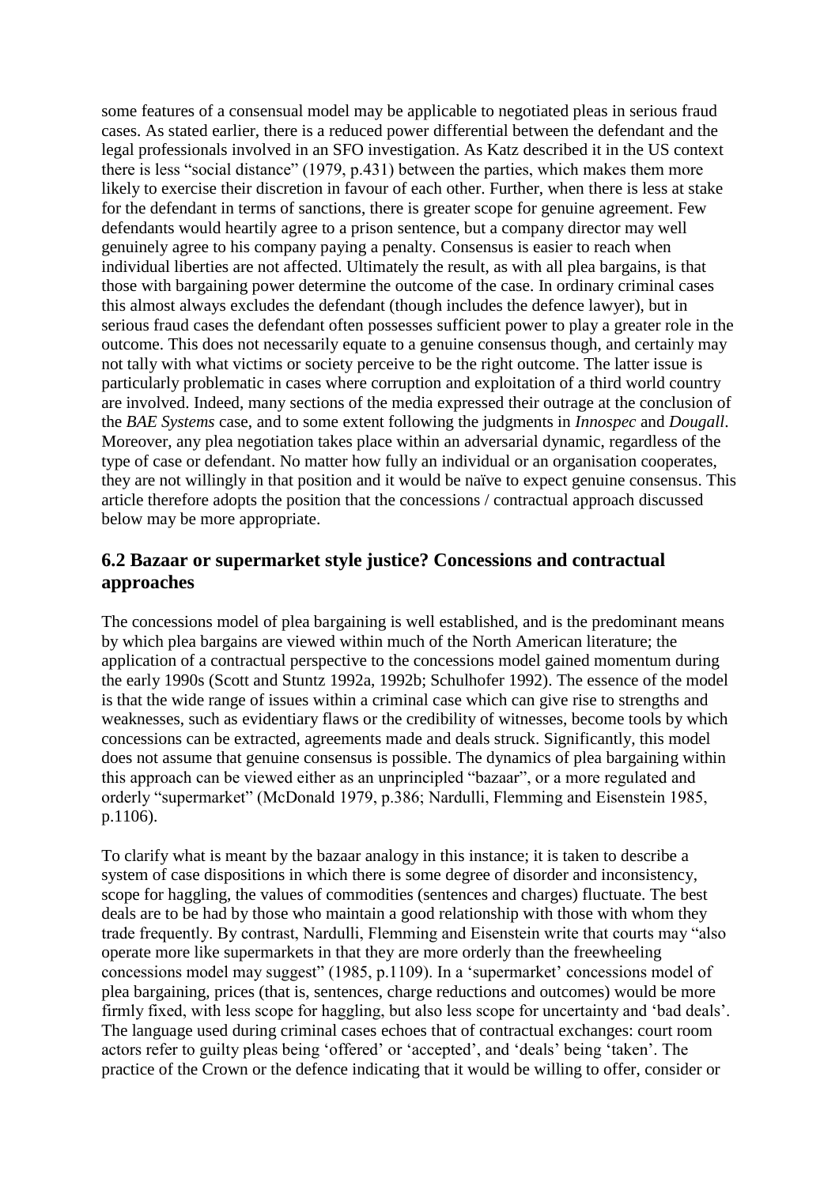some features of a consensual model may be applicable to negotiated pleas in serious fraud cases. As stated earlier, there is a reduced power differential between the defendant and the legal professionals involved in an SFO investigation. As Katz described it in the US context there is less "social distance" (1979, p.431) between the parties, which makes them more likely to exercise their discretion in favour of each other. Further, when there is less at stake for the defendant in terms of sanctions, there is greater scope for genuine agreement. Few defendants would heartily agree to a prison sentence, but a company director may well genuinely agree to his company paying a penalty. Consensus is easier to reach when individual liberties are not affected. Ultimately the result, as with all plea bargains, is that those with bargaining power determine the outcome of the case. In ordinary criminal cases this almost always excludes the defendant (though includes the defence lawyer), but in serious fraud cases the defendant often possesses sufficient power to play a greater role in the outcome. This does not necessarily equate to a genuine consensus though, and certainly may not tally with what victims or society perceive to be the right outcome. The latter issue is particularly problematic in cases where corruption and exploitation of a third world country are involved. Indeed, many sections of the media expressed their outrage at the conclusion of the *BAE Systems* case, and to some extent following the judgments in *Innospec* and *Dougall*. Moreover, any plea negotiation takes place within an adversarial dynamic, regardless of the type of case or defendant. No matter how fully an individual or an organisation cooperates, they are not willingly in that position and it would be naïve to expect genuine consensus. This article therefore adopts the position that the concessions / contractual approach discussed below may be more appropriate.

## 6.2 Bazaar or supermarket style justice? Concessions and contractual approaches

The concessions model of plea bargaining is well established, and is the predominant means by which plea bargains are viewed within much of the North American literature; the application of a contractual perspective to the concessions model gained momentum during the early 1990s (Scott and Stuntz 1992a, 1992b; Schulhofer 1992). The essence of the model is that the wide range of issues within a criminal case which can give rise to strengths and weaknesses, such as evidentiary flaws or the credibility of witnesses, become tools by which concessions can be extracted, agreements made and deals struck. Significantly, this model does not assume that genuine consensus is possible. The dynamics of plea bargaining within this approach can be viewed either as an unprincipled "bazaar", or a more regulated and orderly "supermarket" (McDonald 1979, p.386; Nardulli, Flemming and Eisenstein 1985, p.1106).

To clarify what is meant by the bazaar analogy in this instance; it is taken to describe a system of case dispositions in which there is some degree of disorder and inconsistency, scope for haggling, the values of commodities (sentences and charges) fluctuate. The best deals are to be had by those who maintain a good relationship with those with whom they trade frequently. By contrast, Nardulli, Flemming and Eisenstein write that courts may "also operate more like supermarkets in that they are more orderly than the freewheeling concessions model may suggest" (1985, p.1109). In a 'supermarket' concessions model of plea bargaining, prices (that is, sentences, charge reductions and outcomes) would be more firmly fixed, with less scope for haggling, but also less scope for uncertainty and 'bad deals'. The language used during criminal cases echoes that of contractual exchanges: court room actors refer to guilty pleas being 'offered' or 'accepted', and 'deals' being 'taken'. The practice of the Crown or the defence indicating that it would be willing to offer, consider or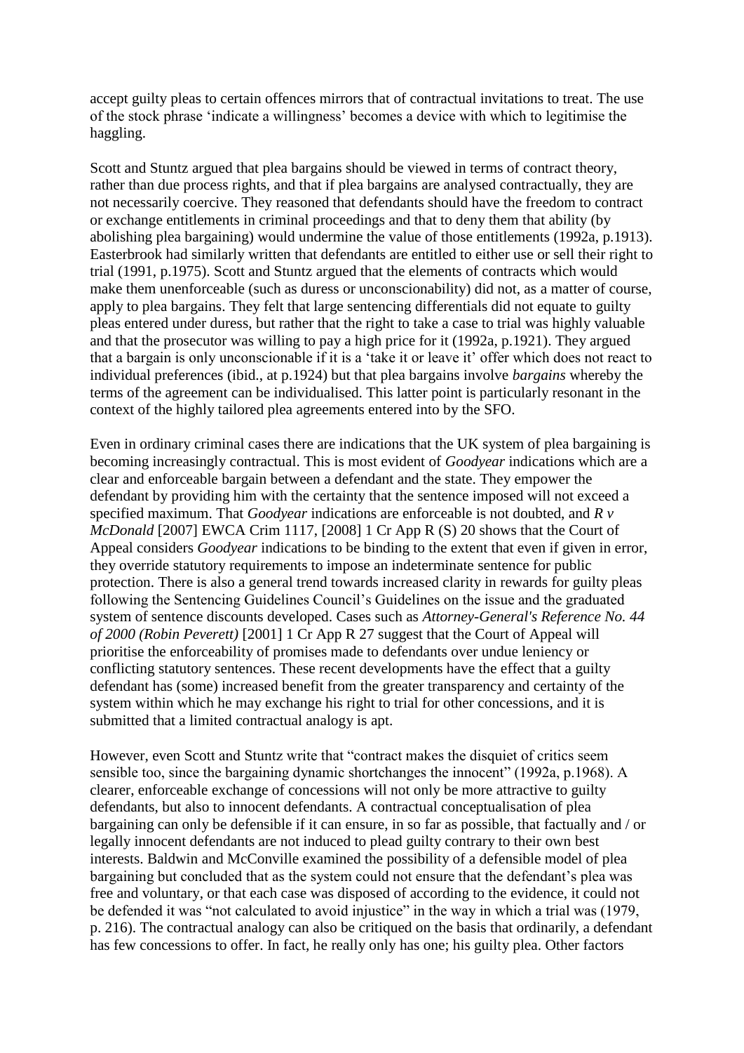accept guilty pleas to certain offences mirrors that of contractual invitations to treat. The use of the stock phrase 'indicate a willingness' becomes a device with which to legitimise the haggling.

Scott and Stuntz argued that plea bargains should be viewed in terms of contract theory, rather than due process rights, and that if plea bargains are analysed contractually, they are not necessarily coercive. They reasoned that defendants should have the freedom to contract or exchange entitlements in criminal proceedings and that to deny them that ability (by abolishing plea bargaining) would undermine the value of those entitlements (1992a, p.1913). Easterbrook had similarly written that defendants are entitled to either use or sell their right to trial (1991, p.1975). Scott and Stuntz argued that the elements of contracts which would make them unenforceable (such as duress or unconscionability) did not, as a matter of course, apply to plea bargains. They felt that large sentencing differentials did not equate to guilty pleas entered under duress, but rather that the right to take a case to trial was highly valuable and that the prosecutor was willing to pay a high price for it (1992a, p.1921). They argued that a bargain is only unconscionable if it is a 'take it or leave it' offer which does not react to individual preferences (ibid., at p.1924) but that plea bargains involve *bargains* whereby the terms of the agreement can be individualised. This latter point is particularly resonant in the context of the highly tailored plea agreements entered into by the SFO.

Even in ordinary criminal cases there are indications that the UK system of plea bargaining is becoming increasingly contractual. This is most evident of *Goodyear* indications which are a clear and enforceable bargain between a defendant and the state. They empower the defendant by providing him with the certainty that the sentence imposed will not exceed a specified maximum. That *Goodyear* indications are enforceable is not doubted, and *R v McDonald* [2007] EWCA Crim 1117, [2008] 1 Cr App R (S) 20 shows that the Court of Appeal considers *Goodyear* indications to be binding to the extent that even if given in error, they override statutory requirements to impose an indeterminate sentence for public protection. There is also a general trend towards increased clarity in rewards for guilty pleas following the Sentencing Guidelines Council's Guidelines on the issue and the graduated system of sentence discounts developed. Cases such as *Attorney-General's Reference No. 44 of 2000 (Robin Peverett)* [2001] 1 Cr App R 27 suggest that the Court of Appeal will prioritise the enforceability of promises made to defendants over undue leniency or conflicting statutory sentences. These recent developments have the effect that a guilty defendant has (some) increased benefit from the greater transparency and certainty of the system within which he may exchange his right to trial for other concessions, and it is submitted that a limited contractual analogy is apt.

However, even Scott and Stuntz write that "contract makes the disquiet of critics seem sensible too, since the bargaining dynamic shortchanges the innocent" (1992a, p.1968). A clearer, enforceable exchange of concessions will not only be more attractive to guilty defendants, but also to innocent defendants. A contractual conceptualisation of plea bargaining can only be defensible if it can ensure, in so far as possible, that factually and / or legally innocent defendants are not induced to plead guilty contrary to their own best interests. Baldwin and McConville examined the possibility of a defensible model of plea bargaining but concluded that as the system could not ensure that the defendant's plea was free and voluntary, or that each case was disposed of according to the evidence, it could not be defended it was "not calculated to avoid injustice" in the way in which a trial was (1979, p. 216). The contractual analogy can also be critiqued on the basis that ordinarily, a defendant has few concessions to offer. In fact, he really only has one; his guilty plea. Other factors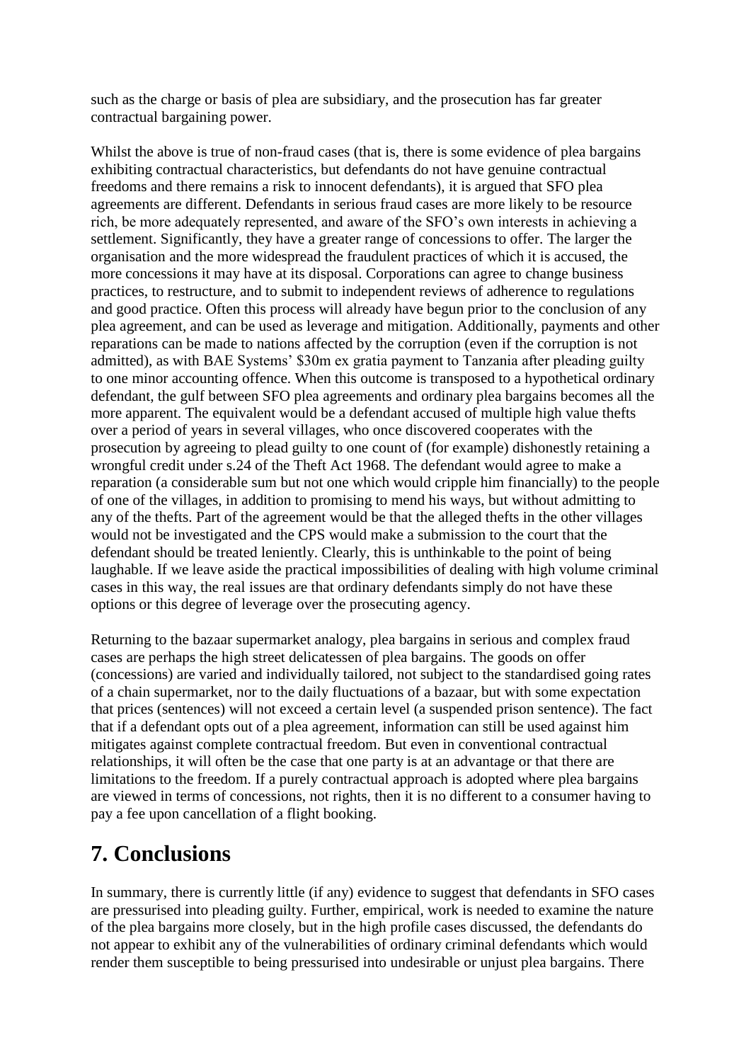such as the charge or basis of plea are subsidiary, and the prosecution has far greater contractual bargaining power.

Whilst the above is true of non-fraud cases (that is, there is some evidence of plea bargains exhibiting contractual characteristics, but defendants do not have genuine contractual freedoms and there remains a risk to innocent defendants), it is argued that SFO plea agreements are different. Defendants in serious fraud cases are more likely to be resource rich, be more adequately represented, and aware of the SFO's own interests in achieving a settlement. Significantly, they have a greater range of concessions to offer. The larger the organisation and the more widespread the fraudulent practices of which it is accused, the more concessions it may have at its disposal. Corporations can agree to change business practices, to restructure, and to submit to independent reviews of adherence to regulations and good practice. Often this process will already have begun prior to the conclusion of any plea agreement, and can be used as leverage and mitigation. Additionally, payments and other reparations can be made to nations affected by the corruption (even if the corruption is not admitted), as with BAE Systems' $30m ex gratia payment to Tanzania after pleading guilty to one minor accounting offence. When this outcome is transposed to a hypothetical ordinary defendant, the gulf between SFO plea agreements and ordinary plea bargains becomes all the more apparent. The equivalent would be a defendant accused of multiple high value thefts over a period of years in several villages, who once discovered cooperates with the prosecution by agreeing to plead guilty to one count of (for example) dishonestly retaining a wrongful credit under s.24 of the Theft Act 1968. The defendant would agree to make a reparation (a considerable sum but not one which would cripple him financially) to the people of one of the villages, in addition to promising to mend his ways, but without admitting to any of the thefts. Part of the agreement would be that the alleged thefts in the other villages would not be investigated and the CPS would make a submission to the court that the defendant should be treated leniently. Clearly, this is unthinkable to the point of being laughable. If we leave aside the practical impossibilities of dealing with high volume criminal cases in this way, the real issues are that ordinary defendants simply do not have these options or this degree of leverage over the prosecuting agency.

Returning to the bazaar supermarket analogy, plea bargains in serious and complex fraud cases are perhaps the high street delicatessen of plea bargains. The goods on offer (concessions) are varied and individually tailored, not subject to the standardised going rates of a chain supermarket, nor to the daily fluctuations of a bazaar, but with some expectation that prices (sentences) will not exceed a certain level (a suspended prison sentence). The fact that if a defendant opts out of a plea agreement, information can still be used against him mitigates against complete contractual freedom. But even in conventional contractual relationships, it will often be the case that one party is at an advantage or that there are limitations to the freedom. If a purely contractual approach is adopted where plea bargains are viewed in terms of concessions, not rights, then it is no different to a consumer having to pay a fee upon cancellation of a flight booking.

# 7. Conclusions

In summary, there is currently little (if any) evidence to suggest that defendants in SFO cases are pressurised into pleading guilty. Further, empirical, work is needed to examine the nature of the plea bargains more closely, but in the high profile cases discussed, the defendants do not appear to exhibit any of the vulnerabilities of ordinary criminal defendants which would render them susceptible to being pressurised into undesirable or unjust plea bargains. There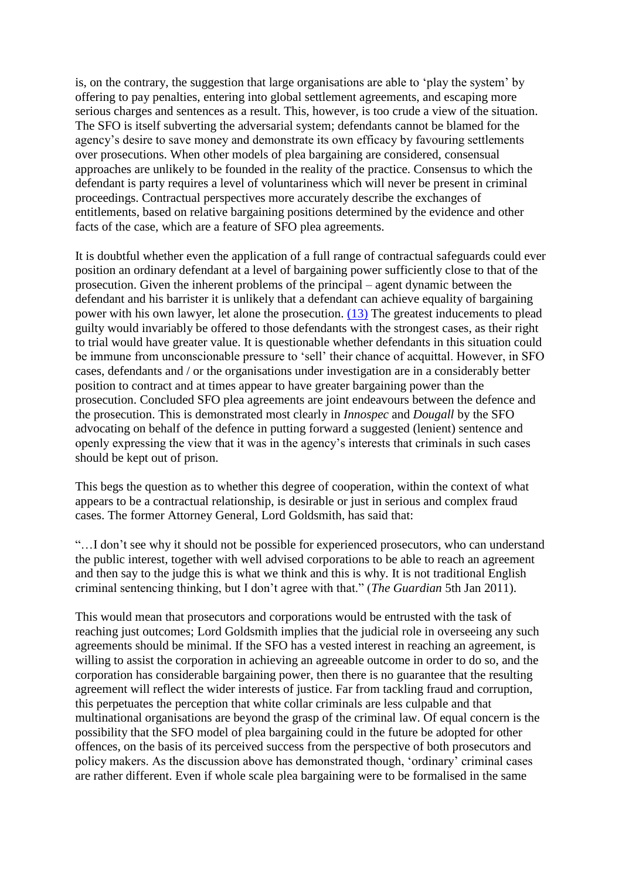is, on the contrary, the suggestion that large organisations are able to 'play the system' by offering to pay penalties, entering into global settlement agreements, and escaping more serious charges and sentences as a result. This, however, is too crude a view of the situation. The SFO is itself subverting the adversarial system; defendants cannot be blamed for the agency's desire to save money and demonstrate its own efficacy by favouring settlements over prosecutions. When other models of plea bargaining are considered, consensual approaches are unlikely to be founded in the reality of the practice. Consensus to which the defendant is party requires a level of voluntariness which will never be present in criminal proceedings. Contractual perspectives more accurately describe the exchanges of entitlements, based on relative bargaining positions determined by the evidence and other facts of the case, which are a feature of SFO plea agreements.

It is doubtful whether even the application of a full range of contractual safeguards could ever position an ordinary defendant at a level of bargaining power sufficiently close to that of the prosecution. Given the inherent problems of the principal – agent dynamic between the defendant and his barrister it is unlikely that a defendant can achieve equality of bargaining power with his own lawyer, let alone the prosecution. (13) The greatest inducements to plead guilty would invariably be offered to those defendants with the strongest cases, as their right to trial would have greater value. It is questionable whether defendants in this situation could be immune from unconscionable pressure to 'sell' their chance of acquittal. However, in SFO cases, defendants and / or the organisations under investigation are in a considerably better position to contract and at times appear to have greater bargaining power than the prosecution. Concluded SFO plea agreements are joint endeavours between the defence and the prosecution. This is demonstrated most clearly in *Innospec* and *Dougall* by the SFO advocating on behalf of the defence in putting forward a suggested (lenient) sentence and openly expressing the view that it was in the agency's interests that criminals in such cases should be kept out of prison.

This begs the question as to whether this degree of cooperation, within the context of what appears to be a contractual relationship, is desirable or just in serious and complex fraud cases. The former Attorney General, Lord Goldsmith, has said that:

"…I don't see why it should not be possible for experienced prosecutors, who can understand the public interest, together with well advised corporations to be able to reach an agreement and then say to the judge this is what we think and this is why. It is not traditional English criminal sentencing thinking, but I don't agree with that." (*The Guardian* 5th Jan 2011).

This would mean that prosecutors and corporations would be entrusted with the task of reaching just outcomes; Lord Goldsmith implies that the judicial role in overseeing any such agreements should be minimal. If the SFO has a vested interest in reaching an agreement, is willing to assist the corporation in achieving an agreeable outcome in order to do so, and the corporation has considerable bargaining power, then there is no guarantee that the resulting agreement will reflect the wider interests of justice. Far from tackling fraud and corruption, this perpetuates the perception that white collar criminals are less culpable and that multinational organisations are beyond the grasp of the criminal law. Of equal concern is the possibility that the SFO model of plea bargaining could in the future be adopted for other offences, on the basis of its perceived success from the perspective of both prosecutors and policy makers. As the discussion above has demonstrated though, 'ordinary' criminal cases are rather different. Even if whole scale plea bargaining were to be formalised in the same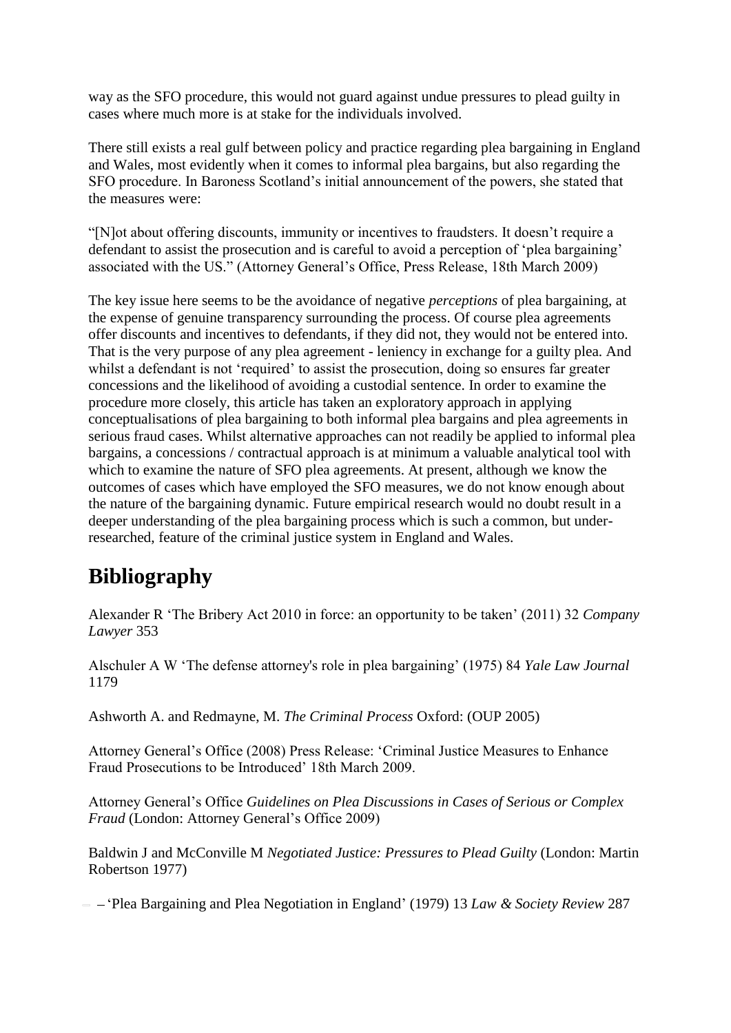way as the SFO procedure, this would not guard against undue pressures to plead guilty in cases where much more is at stake for the individuals involved.

There still exists a real gulf between policy and practice regarding plea bargaining in England and Wales, most evidently when it comes to informal plea bargains, but also regarding the SFO procedure. In Baroness Scotland's initial announcement of the powers, she stated that the measures were:

"[N]ot about offering discounts, immunity or incentives to fraudsters. It doesn't require a defendant to assist the prosecution and is careful to avoid a perception of 'plea bargaining' associated with the US." (Attorney General's Office, Press Release, 18th March 2009)

The key issue here seems to be the avoidance of negative *perceptions* of plea bargaining, at the expense of genuine transparency surrounding the process. Of course plea agreements offer discounts and incentives to defendants, if they did not, they would not be entered into. That is the very purpose of any plea agreement - leniency in exchange for a guilty plea. And whilst a defendant is not 'required' to assist the prosecution, doing so ensures far greater concessions and the likelihood of avoiding a custodial sentence. In order to examine the procedure more closely, this article has taken an exploratory approach in applying conceptualisations of plea bargaining to both informal plea bargains and plea agreements in serious fraud cases. Whilst alternative approaches can not readily be applied to informal plea bargains, a concessions / contractual approach is at minimum a valuable analytical tool with which to examine the nature of SFO plea agreements. At present, although we know the outcomes of cases which have employed the SFO measures, we do not know enough about the nature of the bargaining dynamic. Future empirical research would no doubt result in a deeper understanding of the plea bargaining process which is such a common, but under-researched, feature of the criminal justice system in England and Wales.

# Bibliography

Alexander R 'The Bribery Act 2010 in force: an opportunity to be taken' (2011) 32 *Company Lawyer* 353

Alschuler A W 'The defense attorney's role in plea bargaining' (1975) 84 *Yale Law Journal* 1179

Ashworth A. and Redmayne, M. *The Criminal Process* Oxford: (OUP 2005)

Attorney General's Office (2008) Press Release: 'Criminal Justice Measures to Enhance Fraud Prosecutions to be Introduced' 18th March 2009.

Attorney General's Office *Guidelines on Plea Discussions in Cases of Serious or Complex Fraud* (London: Attorney General's Office 2009)

Baldwin J and McConville M *Negotiated Justice: Pressures to Plead Guilty* (London: Martin Robertson 1977)

– – 'Plea Bargaining and Plea Negotiation in England' (1979) 13 *Law & Society Review* 287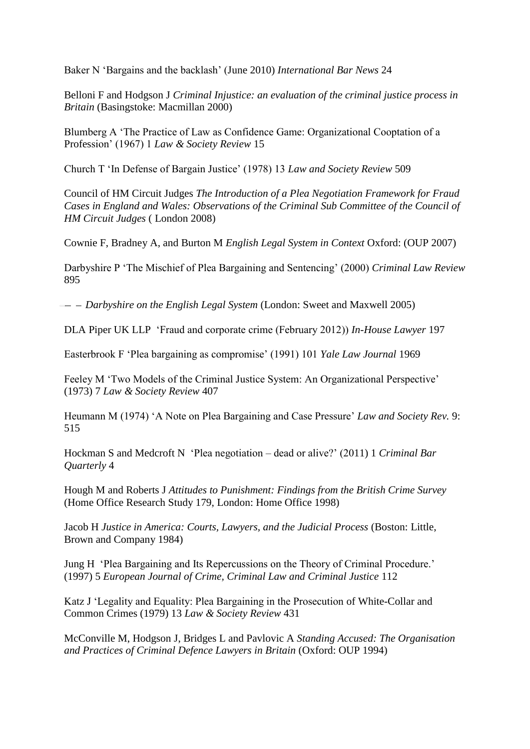Baker N ‘Bargains and the backlash’ (June 2010) *International Bar News* 24

Belloni F and Hodgson J *Criminal Injustice: an evaluation of the criminal justice process in Britain* (Basingstoke: Macmillan 2000)

Blumberg A ‘The Practice of Law as Confidence Game: Organizational Cooptation of a Profession’ (1967) 1 *Law & Society Review* 15

Church T ‘In Defense of Bargain Justice’ (1978) 13 *Law and Society Review* 509

Council of HM Circuit Judges *The Introduction of a Plea Negotiation Framework for Fraud Cases in England and Wales: Observations of the Criminal Sub Committee of the Council of HM Circuit Judges* ( London 2008)

Cownie F, Bradney A, and Burton M *English Legal System in Context* Oxford: (OUP 2007)

Darbyshire P ‘The Mischief of Plea Bargaining and Sentencing’ (2000) *Criminal Law Review* 895

– – *Darbyshire on the English Legal System* (London: Sweet and Maxwell 2005)

DLA Piper UK LLP ‘Fraud and corporate crime (February 2012)) *In-House Lawyer* 197

Easterbrook F ‘Plea bargaining as compromise’ (1991) 101 *Yale Law Journal* 1969

Feeley M ‘Two Models of the Criminal Justice System: An Organizational Perspective’ (1973) 7 *Law & Society Review* 407

Heumann M (1974) ‘A Note on Plea Bargaining and Case Pressure’ *Law and Society Rev.* 9: 515

Hockman S and Medcroft N ‘Plea negotiation – dead or alive?’ (2011) 1 *Criminal Bar Quarterly* 4

Hough M and Roberts J *Attitudes to Punishment: Findings from the British Crime Survey* (Home Office Research Study 179, London: Home Office 1998)

Jacob H *Justice in America: Courts, Lawyers, and the Judicial Process* (Boston: Little, Brown and Company 1984)

Jung H ‘Plea Bargaining and Its Repercussions on the Theory of Criminal Procedure.’ (1997) 5 *European Journal of Crime, Criminal Law and Criminal Justice* 112

Katz J ‘Legality and Equality: Plea Bargaining in the Prosecution of White-Collar and Common Crimes (1979) 13 *Law & Society Review* 431

McConville M, Hodgson J, Bridges L and Pavlovic A *Standing Accused: The Organisation and Practices of Criminal Defence Lawyers in Britain* (Oxford: OUP 1994)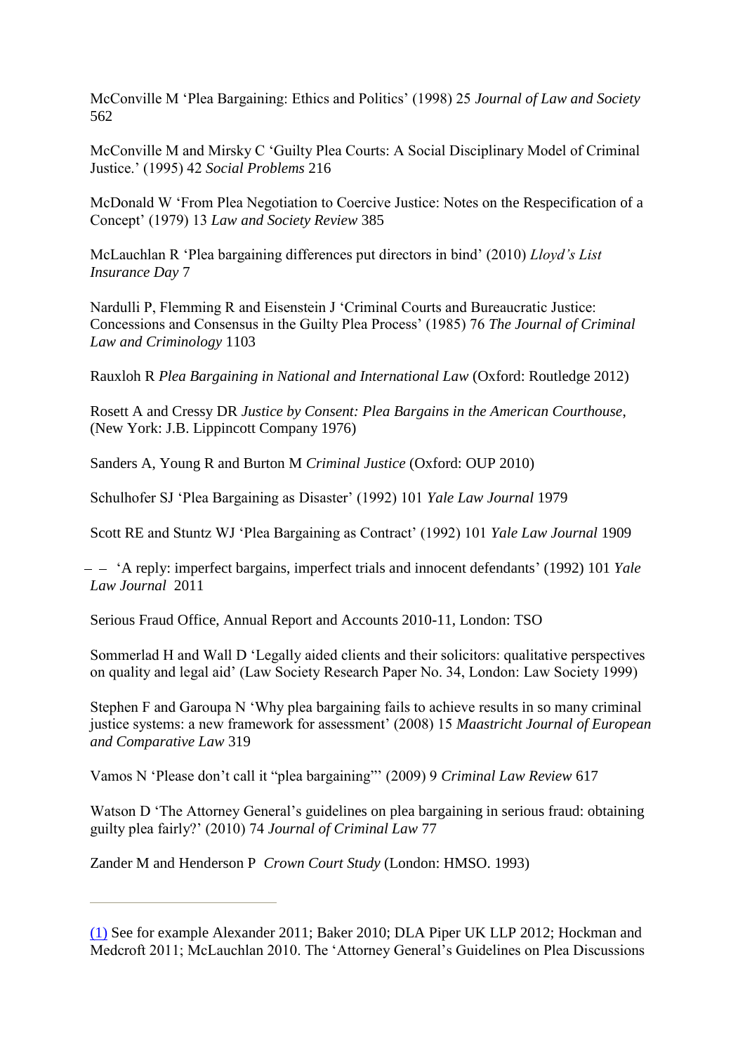McConville M 'Plea Bargaining: Ethics and Politics' (1998) 25 *Journal of Law and Society* 562

McConville M and Mirsky C 'Guilty Plea Courts: A Social Disciplinary Model of Criminal Justice.' (1995) 42 *Social Problems* 216

McDonald W 'From Plea Negotiation to Coercive Justice: Notes on the Respecification of a Concept' (1979) 13 *Law and Society Review* 385

McLauchlan R 'Plea bargaining differences put directors in bind' (2010) *Lloyd's List Insurance Day* 7

Nardulli P, Flemming R and Eisenstein J 'Criminal Courts and Bureaucratic Justice: Concessions and Consensus in the Guilty Plea Process' (1985) 76 *The Journal of Criminal Law and Criminology* 1103

Rauxloh R *Plea Bargaining in National and International Law* (Oxford: Routledge 2012)

Rosett A and Cressy DR *Justice by Consent: Plea Bargains in the American Courthouse*, (New York: J.B. Lippincott Company 1976)

Sanders A, Young R and Burton M *Criminal Justice* (Oxford: OUP 2010)

Schulhofer SJ 'Plea Bargaining as Disaster' (1992) 101 *Yale Law Journal* 1979

Scott RE and Stuntz WJ 'Plea Bargaining as Contract' (1992) 101 *Yale Law Journal* 1909

– – 'A reply: imperfect bargains, imperfect trials and innocent defendants' (1992) 101 *Yale Law Journal* 2011

Serious Fraud Office, Annual Report and Accounts 2010-11, London: TSO

Sommerlad H and Wall D 'Legally aided clients and their solicitors: qualitative perspectives on quality and legal aid' (Law Society Research Paper No. 34, London: Law Society 1999)

Stephen F and Garoupa N 'Why plea bargaining fails to achieve results in so many criminal justice systems: a new framework for assessment' (2008) 15 *Maastricht Journal of European and Comparative Law* 319

Vamos N 'Please don't call it "plea bargaining"' (2009) 9 *Criminal Law Review* 617

Watson D 'The Attorney General's guidelines on plea bargaining in serious fraud: obtaining guilty plea fairly?' (2010) 74 *Journal of Criminal Law* 77

Zander M and Henderson P *Crown Court Study* (London: HMSO. 1993)

---

(1) See for example Alexander 2011; Baker 2010; DLA Piper UK LLP 2012; Hockman and Medcroft 2011; McLauchlan 2010. The 'Attorney General's Guidelines on Plea Discussions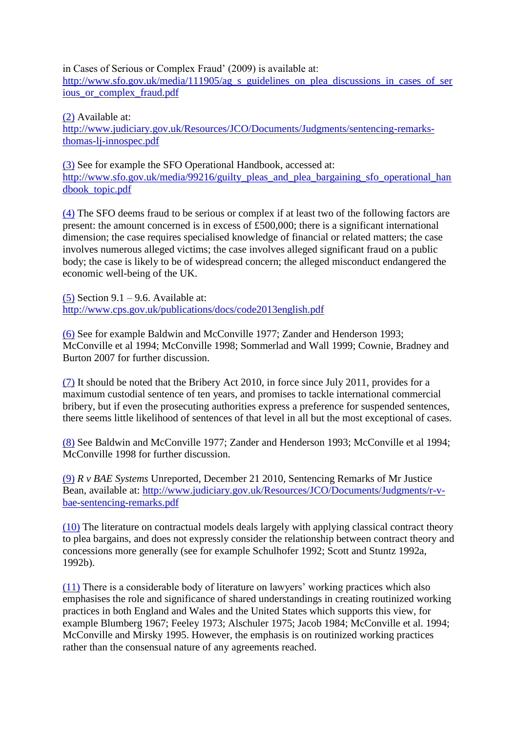in Cases of Serious or Complex Fraud' (2009) is available at: http://www.sfo.gov.uk/media/111905/ag_s_guidelines_on_plea_discussions_in_cases_of_serious_or_complex_fraud.pdf

(2) Available at: http://www.judiciary.gov.uk/Resources/JCO/Documents/Judgments/sentencing-remarks-thomas-lj-innospec.pdf

(3) See for example the SFO Operational Handbook, accessed at: http://www.sfo.gov.uk/media/99216/guilty_pleas_and_plea_bargaining_sfo_operational_handbook_topic.pdf

(4) The SFO deems fraud to be serious or complex if at least two of the following factors are present: the amount concerned is in excess of £500,000; there is a significant international dimension; the case requires specialised knowledge of financial or related matters; the case involves numerous alleged victims; the case involves alleged significant fraud on a public body; the case is likely to be of widespread concern; the alleged misconduct endangered the economic well-being of the UK.

(5) Section 9.1 – 9.6. Available at: http://www.cps.gov.uk/publications/docs/code2013english.pdf

(6) See for example Baldwin and McConville 1977; Zander and Henderson 1993; McConville et al 1994; McConville 1998; Sommerlad and Wall 1999; Cownie, Bradney and Burton 2007 for further discussion.

(7) It should be noted that the Bribery Act 2010, in force since July 2011, provides for a maximum custodial sentence of ten years, and promises to tackle international commercial bribery, but if even the prosecuting authorities express a preference for suspended sentences, there seems little likelihood of sentences of that level in all but the most exceptional of cases.

(8) See Baldwin and McConville 1977; Zander and Henderson 1993; McConville et al 1994; McConville 1998 for further discussion.

(9) *R v BAE Systems* Unreported, December 21 2010, Sentencing Remarks of Mr Justice Bean, available at: http://www.judiciary.gov.uk/Resources/JCO/Documents/Judgments/r-v-bae-sentencing-remarks.pdf

(10) The literature on contractual models deals largely with applying classical contract theory to plea bargains, and does not expressly consider the relationship between contract theory and concessions more generally (see for example Schulhofer 1992; Scott and Stuntz 1992a, 1992b).

(11) There is a considerable body of literature on lawyers' working practices which also emphasises the role and significance of shared understandings in creating routinized working practices in both England and Wales and the United States which supports this view, for example Blumberg 1967; Feeley 1973; Alschuler 1975; Jacob 1984; McConville et al. 1994; McConville and Mirsky 1995. However, the emphasis is on routinized working practices rather than the consensual nature of any agreements reached.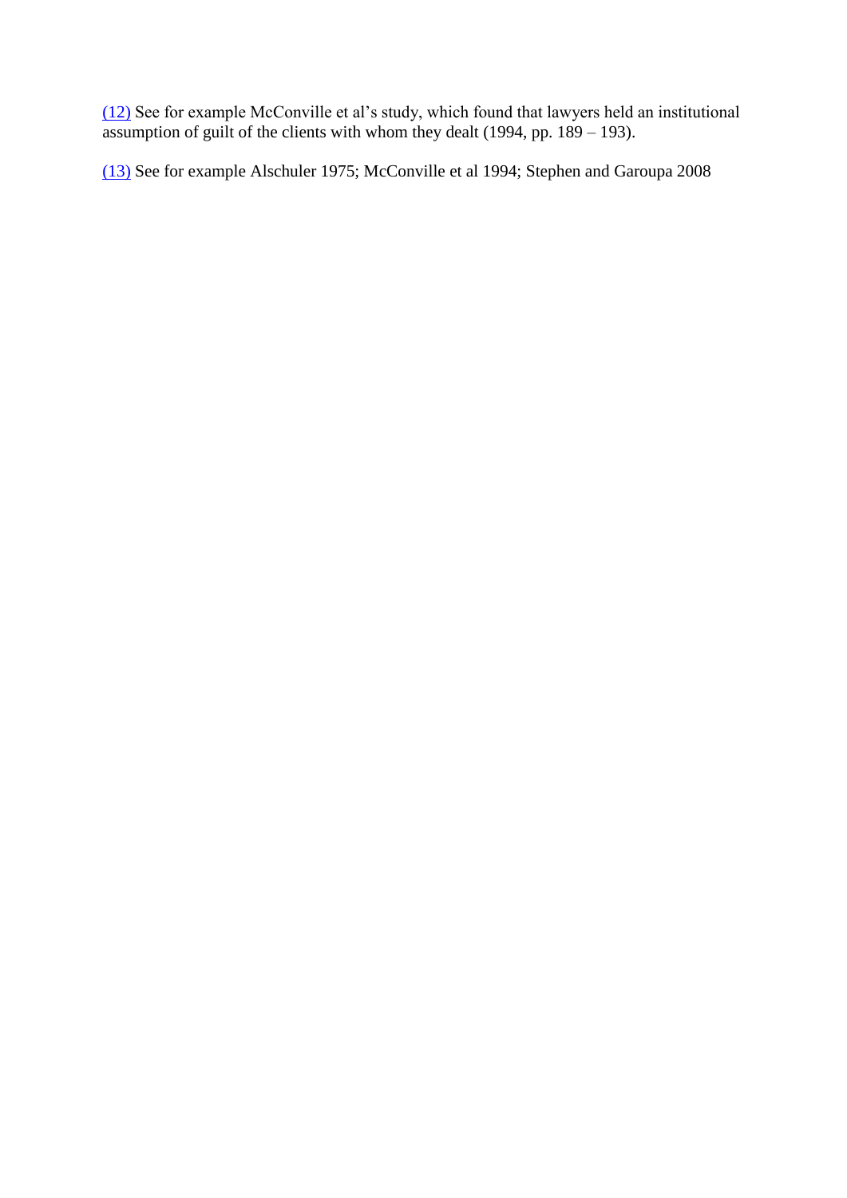(12) See for example McConville et al's study, which found that lawyers held an institutional assumption of guilt of the clients with whom they dealt (1994, pp. 189 – 193).

(13) See for example Alschuler 1975; McConville et al 1994; Stephen and Garoupa 2008